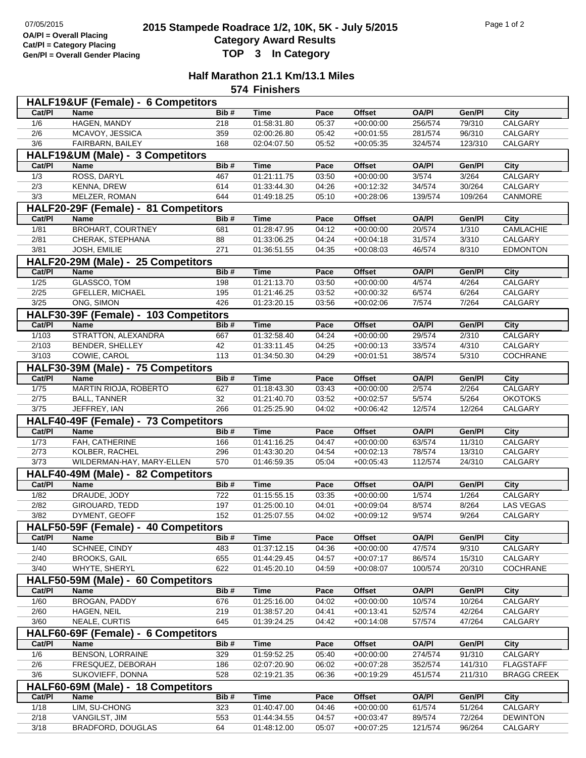07/05/2015

**OA/Pl = Overall Placing**
**Cat/Pl = Category Placing**
**Gen/Pl = Overall Gender Placing**

# 2015 Stampede Roadrace 1/2, 10K, 5K - July 5/2015
## Category Award Results
## TOP 3 In Category

### Half Marathon 21.1 Km/13.1 Miles
### 574 Finishers

**HALF19&UF (Female) - 6 Competitors**

| Cat/Pl | Name | Bib # | Time | Pace | Offset | OA/Pl | Gen/Pl | City |
|---|---|---|---|---|---|---|---|---|
| 1/6 | HAGEN, MANDY | 218 | 01:58:31.80 | 05:37 | +00:00:00 | 256/574 | 79/310 | CALGARY |
| 2/6 | MCAVOY, JESSICA | 359 | 02:00:26.80 | 05:42 | +00:01:55 | 281/574 | 96/310 | CALGARY |
| 3/6 | FAIRBARN, BAILEY | 168 | 02:04:07.50 | 05:52 | +00:05:35 | 324/574 | 123/310 | CALGARY |

**HALF19&UM (Male) - 3 Competitors**

| Cat/Pl | Name | Bib # | Time | Pace | Offset | OA/Pl | Gen/Pl | City |
|---|---|---|---|---|---|---|---|---|
| 1/3 | ROSS, DARYL | 467 | 01:21:11.75 | 03:50 | +00:00:00 | 3/574 | 3/264 | CALGARY |
| 2/3 | KENNA, DREW | 614 | 01:33:44.30 | 04:26 | +00:12:32 | 34/574 | 30/264 | CALGARY |
| 3/3 | MELZER, ROMAN | 644 | 01:49:18.25 | 05:10 | +00:28:06 | 139/574 | 109/264 | CANMORE |

**HALF20-29F (Female) - 81 Competitors**

| Cat/Pl | Name | Bib # | Time | Pace | Offset | OA/Pl | Gen/Pl | City |
|---|---|---|---|---|---|---|---|---|
| 1/81 | BROHART, COURTNEY | 681 | 01:28:47.95 | 04:12 | +00:00:00 | 20/574 | 1/310 | CAMLACHIE |
| 2/81 | CHERAK, STEPHANA | 88 | 01:33:06.25 | 04:24 | +00:04:18 | 31/574 | 3/310 | CALGARY |
| 3/81 | JOSH, EMILIE | 271 | 01:36:51.55 | 04:35 | +00:08:03 | 46/574 | 8/310 | EDMONTON |

**HALF20-29M (Male) - 25 Competitors**

| Cat/Pl | Name | Bib # | Time | Pace | Offset | OA/Pl | Gen/Pl | City |
|---|---|---|---|---|---|---|---|---|
| 1/25 | GLASSCO, TOM | 198 | 01:21:13.70 | 03:50 | +00:00:00 | 4/574 | 4/264 | CALGARY |
| 2/25 | GFELLER, MICHAEL | 195 | 01:21:46.25 | 03:52 | +00:00:32 | 6/574 | 6/264 | CALGARY |
| 3/25 | ONG, SIMON | 426 | 01:23:20.15 | 03:56 | +00:02:06 | 7/574 | 7/264 | CALGARY |

**HALF30-39F (Female) - 103 Competitors**

| Cat/Pl | Name | Bib # | Time | Pace | Offset | OA/Pl | Gen/Pl | City |
|---|---|---|---|---|---|---|---|---|
| 1/103 | STRATTON, ALEXANDRA | 667 | 01:32:58.40 | 04:24 | +00:00:00 | 29/574 | 2/310 | CALGARY |
| 2/103 | BENDER, SHELLEY | 42 | 01:33:11.45 | 04:25 | +00:00:13 | 33/574 | 4/310 | CALGARY |
| 3/103 | COWIE, CAROL | 113 | 01:34:50.30 | 04:29 | +00:01:51 | 38/574 | 5/310 | COCHRANE |

**HALF30-39M (Male) - 75 Competitors**

| Cat/Pl | Name | Bib # | Time | Pace | Offset | OA/Pl | Gen/Pl | City |
|---|---|---|---|---|---|---|---|---|
| 1/75 | MARTIN RIOJA, ROBERTO | 627 | 01:18:43.30 | 03:43 | +00:00:00 | 2/574 | 2/264 | CALGARY |
| 2/75 | BALL, TANNER | 32 | 01:21:40.70 | 03:52 | +00:02:57 | 5/574 | 5/264 | OKOTOKS |
| 3/75 | JEFFREY, IAN | 266 | 01:25:25.90 | 04:02 | +00:06:42 | 12/574 | 12/264 | CALGARY |

**HALF40-49F (Female) - 73 Competitors**

| Cat/Pl | Name | Bib # | Time | Pace | Offset | OA/Pl | Gen/Pl | City |
|---|---|---|---|---|---|---|---|---|
| 1/73 | FAH, CATHERINE | 166 | 01:41:16.25 | 04:47 | +00:00:00 | 63/574 | 11/310 | CALGARY |
| 2/73 | KOLBER, RACHEL | 296 | 01:43:30.20 | 04:54 | +00:02:13 | 78/574 | 13/310 | CALGARY |
| 3/73 | WILDERMAN-HAY, MARY-ELLEN | 570 | 01:46:59.35 | 05:04 | +00:05:43 | 112/574 | 24/310 | CALGARY |

**HALF40-49M (Male) - 82 Competitors**

| Cat/Pl | Name | Bib # | Time | Pace | Offset | OA/Pl | Gen/Pl | City |
|---|---|---|---|---|---|---|---|---|
| 1/82 | DRAUDE, JODY | 722 | 01:15:55.15 | 03:35 | +00:00:00 | 1/574 | 1/264 | CALGARY |
| 2/82 | GIROUARD, TEDD | 197 | 01:25:00.10 | 04:01 | +00:09:04 | 8/574 | 8/264 | LAS VEGAS |
| 3/82 | DYMENT, GEOFF | 152 | 01:25:07.55 | 04:02 | +00:09:12 | 9/574 | 9/264 | CALGARY |

**HALF50-59F (Female) - 40 Competitors**

| Cat/Pl | Name | Bib # | Time | Pace | Offset | OA/Pl | Gen/Pl | City |
|---|---|---|---|---|---|---|---|---|
| 1/40 | SCHNEE, CINDY | 483 | 01:37:12.15 | 04:36 | +00:00:00 | 47/574 | 9/310 | CALGARY |
| 2/40 | BROOKS, GAIL | 655 | 01:44:29.45 | 04:57 | +00:07:17 | 86/574 | 15/310 | CALGARY |
| 3/40 | WHYTE, SHERYL | 622 | 01:45:20.10 | 04:59 | +00:08:07 | 100/574 | 20/310 | COCHRANE |

**HALF50-59M (Male) - 60 Competitors**

| Cat/Pl | Name | Bib # | Time | Pace | Offset | OA/Pl | Gen/Pl | City |
|---|---|---|---|---|---|---|---|---|
| 1/60 | BROGAN, PADDY | 676 | 01:25:16.00 | 04:02 | +00:00:00 | 10/574 | 10/264 | CALGARY |
| 2/60 | HAGEN, NEIL | 219 | 01:38:57.20 | 04:41 | +00:13:41 | 52/574 | 42/264 | CALGARY |
| 3/60 | NEALE, CURTIS | 645 | 01:39:24.25 | 04:42 | +00:14:08 | 57/574 | 47/264 | CALGARY |

**HALF60-69F (Female) - 6 Competitors**

| Cat/Pl | Name | Bib # | Time | Pace | Offset | OA/Pl | Gen/Pl | City |
|---|---|---|---|---|---|---|---|---|
| 1/6 | BENSON, LORRAINE | 329 | 01:59:52.25 | 05:40 | +00:00:00 | 274/574 | 91/310 | CALGARY |
| 2/6 | FRESQUEZ, DEBORAH | 186 | 02:07:20.90 | 06:02 | +00:07:28 | 352/574 | 141/310 | FLAGSTAFF |
| 3/6 | SUKOVIEFF, DONNA | 528 | 02:19:21.35 | 06:36 | +00:19:29 | 451/574 | 211/310 | BRAGG CREEK |

**HALF60-69M (Male) - 18 Competitors**

| Cat/Pl | Name | Bib # | Time | Pace | Offset | OA/Pl | Gen/Pl | City |
|---|---|---|---|---|---|---|---|---|
| 1/18 | LIM, SU-CHONG | 323 | 01:40:47.00 | 04:46 | +00:00:00 | 61/574 | 51/264 | CALGARY |
| 2/18 | VANGILST, JIM | 553 | 01:44:34.55 | 04:57 | +00:03:47 | 89/574 | 72/264 | DEWINTON |
| 3/18 | BRADFORD, DOUGLAS | 64 | 01:48:12.00 | 05:07 | +00:07:25 | 121/574 | 96/264 | CALGARY |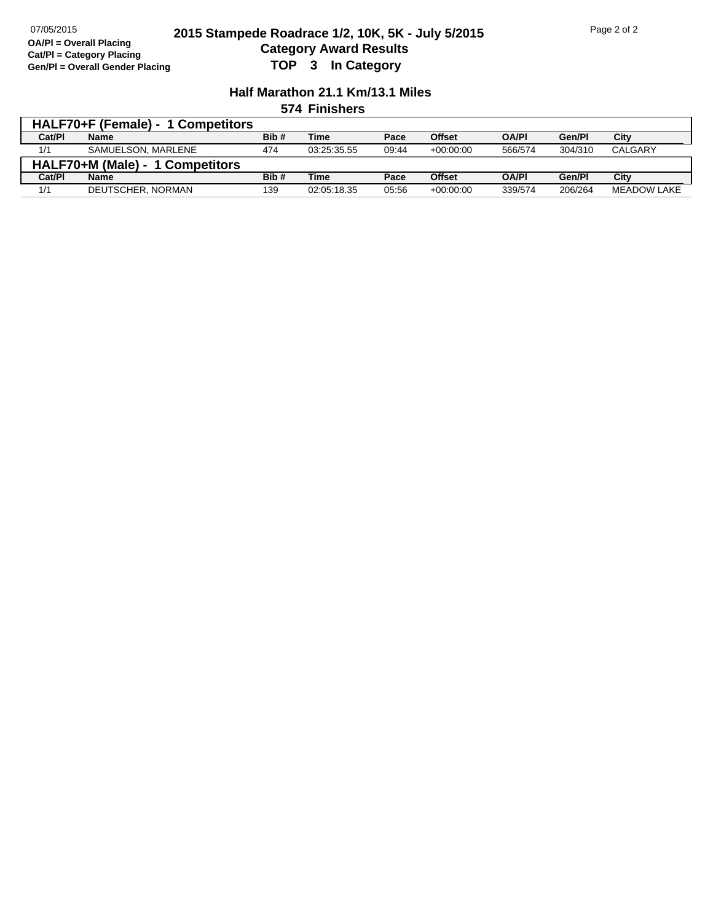OA/Pl = Overall Placing
Cat/Pl = Category Placing
Gen/Pl = Overall Gender Placing

# 2015 Stampede Roadrace 1/2, 10K, 5K - July 5/2015

## Category Award Results

## TOP 3 In Category

### Half Marathon 21.1 Km/13.1 Miles

### 574 Finishers

**HALF70+F (Female) - 1 Competitors**

| Cat/Pl | Name | Bib # | Time | Pace | Offset | OA/Pl | Gen/Pl | City |
|---|---|---|---|---|---|---|---|---|
| 1/1 | SAMUELSON, MARLENE | 474 | 03:25:35.55 | 09:44 | +00:00:00 | 566/574 | 304/310 | CALGARY |

**HALF70+M (Male) - 1 Competitors**

| Cat/Pl | Name | Bib # | Time | Pace | Offset | OA/Pl | Gen/Pl | City |
|---|---|---|---|---|---|---|---|---|
| 1/1 | DEUTSCHER, NORMAN | 139 | 02:05:18.35 | 05:56 | +00:00:00 | 339/574 | 206/264 | MEADOW LAKE |